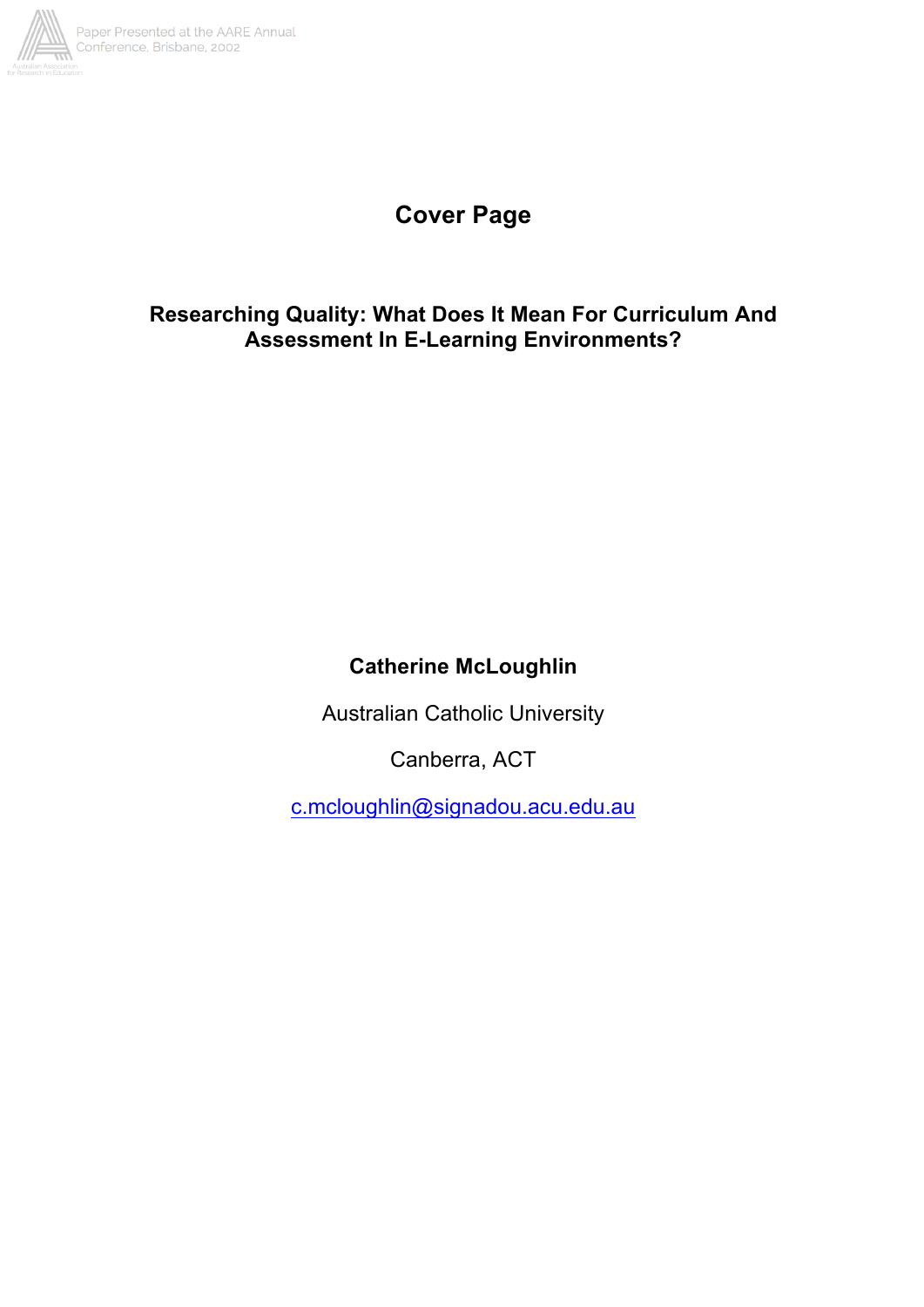# Cover Page

## Researching Quality: What Does It Mean For Curriculum And Assessment In E-Learning Environments?

**Catherine McLoughlin**

Australian Catholic University

Canberra, ACT

c.mcloughlin@signadou.acu.edu.au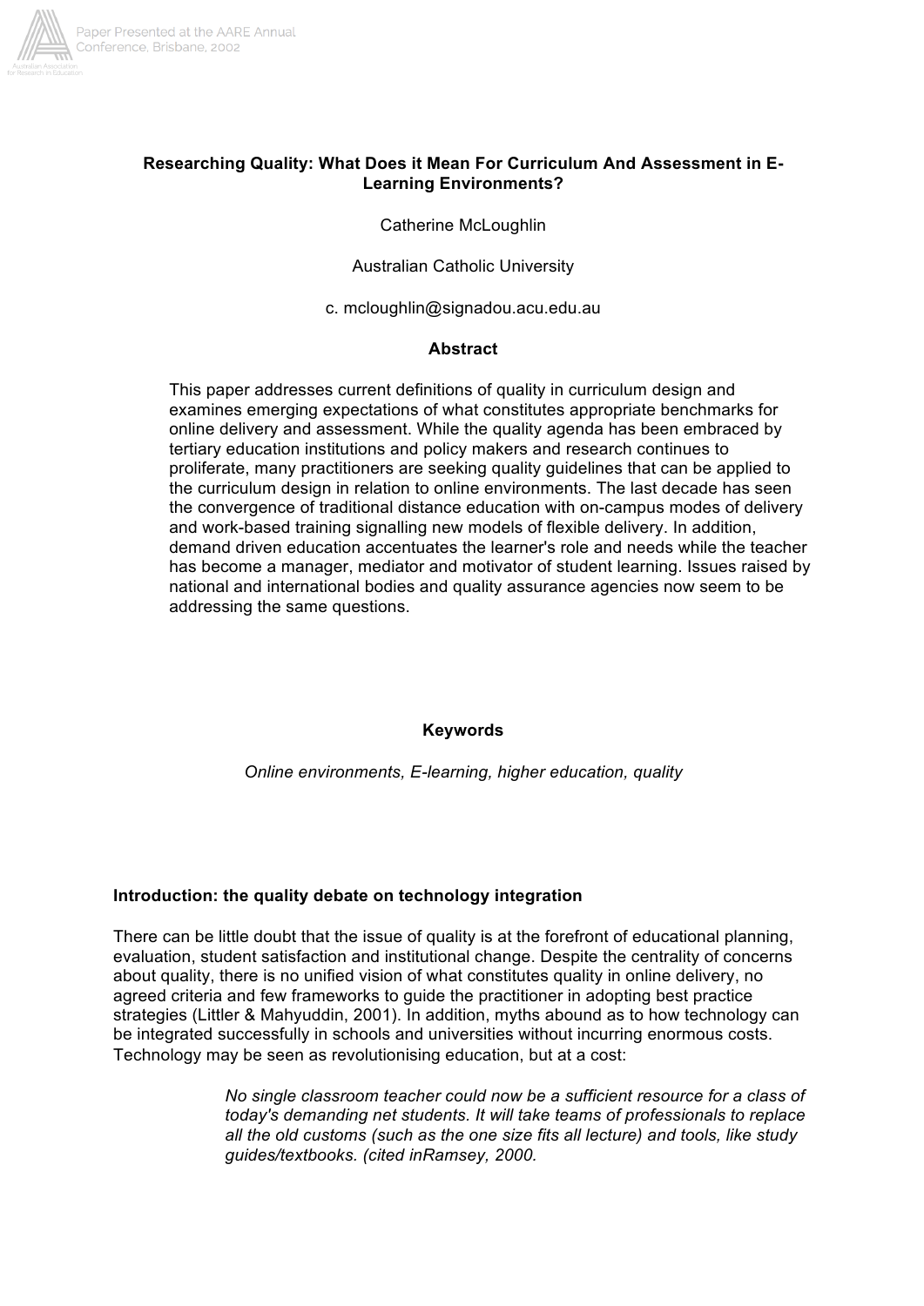**Researching Quality: What Does it Mean For Curriculum And Assessment in E-Learning Environments?**

Catherine McLoughlin

Australian Catholic University

c. mcloughlin@signadou.acu.edu.au

**Abstract**

> This paper addresses current definitions of quality in curriculum design and examines emerging expectations of what constitutes appropriate benchmarks for online delivery and assessment. While the quality agenda has been embraced by tertiary education institutions and policy makers and research continues to proliferate, many practitioners are seeking quality guidelines that can be applied to the curriculum design in relation to online environments. The last decade has seen the convergence of traditional distance education with on-campus modes of delivery and work-based training signalling new models of flexible delivery. In addition, demand driven education accentuates the learner's role and needs while the teacher has become a manager, mediator and motivator of student learning. Issues raised by national and international bodies and quality assurance agencies now seem to be addressing the same questions.

**Keywords**

*Online environments, E-learning, higher education, quality*

**Introduction: the quality debate on technology integration**

There can be little doubt that the issue of quality is at the forefront of educational planning, evaluation, student satisfaction and institutional change. Despite the centrality of concerns about quality, there is no unified vision of what constitutes quality in online delivery, no agreed criteria and few frameworks to guide the practitioner in adopting best practice strategies (Littler & Mahyuddin, 2001). In addition, myths abound as to how technology can be integrated successfully in schools and universities without incurring enormous costs. Technology may be seen as revolutionising education, but at a cost:

> *No single classroom teacher could now be a sufficient resource for a class of today's demanding net students. It will take teams of professionals to replace all the old customs (such as the one size fits all lecture) and tools, like study guides/textbooks. (cited inRamsey, 2000.*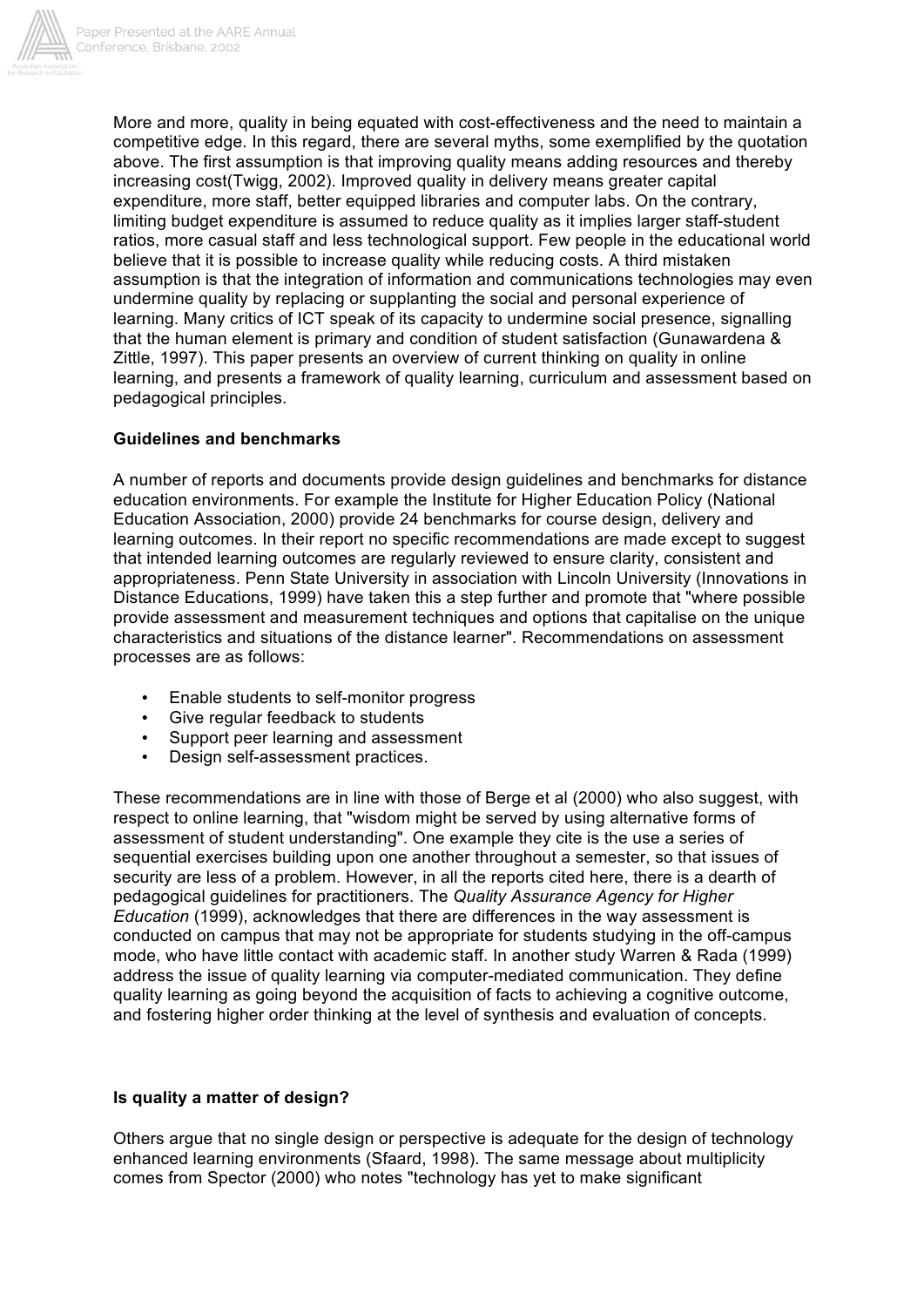More and more, quality in being equated with cost-effectiveness and the need to maintain a competitive edge. In this regard, there are several myths, some exemplified by the quotation above. The first assumption is that improving quality means adding resources and thereby increasing cost(Twigg, 2002). Improved quality in delivery means greater capital expenditure, more staff, better equipped libraries and computer labs. On the contrary, limiting budget expenditure is assumed to reduce quality as it implies larger staff-student ratios, more casual staff and less technological support. Few people in the educational world believe that it is possible to increase quality while reducing costs. A third mistaken assumption is that the integration of information and communications technologies may even undermine quality by replacing or supplanting the social and personal experience of learning. Many critics of ICT speak of its capacity to undermine social presence, signalling that the human element is primary and condition of student satisfaction (Gunawardena & Zittle, 1997). This paper presents an overview of current thinking on quality in online learning, and presents a framework of quality learning, curriculum and assessment based on pedagogical principles.

**Guidelines and benchmarks**

A number of reports and documents provide design guidelines and benchmarks for distance education environments. For example the Institute for Higher Education Policy (National Education Association, 2000) provide 24 benchmarks for course design, delivery and learning outcomes. In their report no specific recommendations are made except to suggest that intended learning outcomes are regularly reviewed to ensure clarity, consistent and appropriateness. Penn State University in association with Lincoln University (Innovations in Distance Educations, 1999) have taken this a step further and promote that "where possible provide assessment and measurement techniques and options that capitalise on the unique characteristics and situations of the distance learner". Recommendations on assessment processes are as follows:

- Enable students to self-monitor progress
- Give regular feedback to students
- Support peer learning and assessment
- Design self-assessment practices.

These recommendations are in line with those of Berge et al (2000) who also suggest, with respect to online learning, that "wisdom might be served by using alternative forms of assessment of student understanding". One example they cite is the use a series of sequential exercises building upon one another throughout a semester, so that issues of security are less of a problem. However, in all the reports cited here, there is a dearth of pedagogical guidelines for practitioners. The *Quality Assurance Agency for Higher Education* (1999), acknowledges that there are differences in the way assessment is conducted on campus that may not be appropriate for students studying in the off-campus mode, who have little contact with academic staff. In another study Warren & Rada (1999) address the issue of quality learning via computer-mediated communication. They define quality learning as going beyond the acquisition of facts to achieving a cognitive outcome, and fostering higher order thinking at the level of synthesis and evaluation of concepts.

**Is quality a matter of design?**

Others argue that no single design or perspective is adequate for the design of technology enhanced learning environments (Sfaard, 1998). The same message about multiplicity comes from Spector (2000) who notes "technology has yet to make significant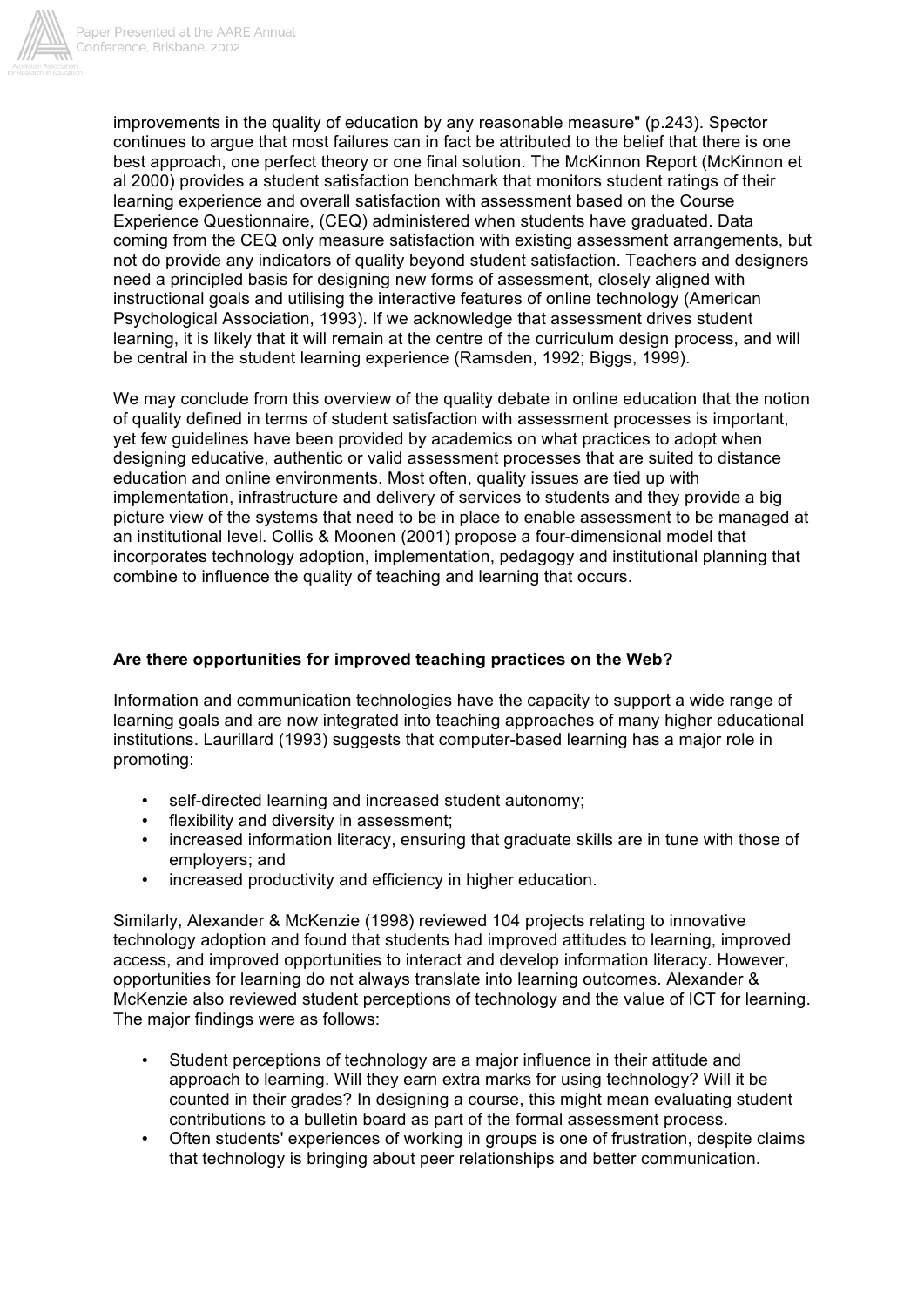improvements in the quality of education by any reasonable measure" (p.243). Spector continues to argue that most failures can in fact be attributed to the belief that there is one best approach, one perfect theory or one final solution. The McKinnon Report (McKinnon et al 2000) provides a student satisfaction benchmark that monitors student ratings of their learning experience and overall satisfaction with assessment based on the Course Experience Questionnaire, (CEQ) administered when students have graduated. Data coming from the CEQ only measure satisfaction with existing assessment arrangements, but not do provide any indicators of quality beyond student satisfaction. Teachers and designers need a principled basis for designing new forms of assessment, closely aligned with instructional goals and utilising the interactive features of online technology (American Psychological Association, 1993). If we acknowledge that assessment drives student learning, it is likely that it will remain at the centre of the curriculum design process, and will be central in the student learning experience (Ramsden, 1992; Biggs, 1999).

We may conclude from this overview of the quality debate in online education that the notion of quality defined in terms of student satisfaction with assessment processes is important, yet few guidelines have been provided by academics on what practices to adopt when designing educative, authentic or valid assessment processes that are suited to distance education and online environments. Most often, quality issues are tied up with implementation, infrastructure and delivery of services to students and they provide a big picture view of the systems that need to be in place to enable assessment to be managed at an institutional level. Collis & Moonen (2001) propose a four-dimensional model that incorporates technology adoption, implementation, pedagogy and institutional planning that combine to influence the quality of teaching and learning that occurs.

**Are there opportunities for improved teaching practices on the Web?**

Information and communication technologies have the capacity to support a wide range of learning goals and are now integrated into teaching approaches of many higher educational institutions. Laurillard (1993) suggests that computer-based learning has a major role in promoting:

- self-directed learning and increased student autonomy;
- flexibility and diversity in assessment;
- increased information literacy, ensuring that graduate skills are in tune with those of employers; and
- increased productivity and efficiency in higher education.

Similarly, Alexander & McKenzie (1998) reviewed 104 projects relating to innovative technology adoption and found that students had improved attitudes to learning, improved access, and improved opportunities to interact and develop information literacy. However, opportunities for learning do not always translate into learning outcomes. Alexander & McKenzie also reviewed student perceptions of technology and the value of ICT for learning. The major findings were as follows:

- Student perceptions of technology are a major influence in their attitude and approach to learning. Will they earn extra marks for using technology? Will it be counted in their grades? In designing a course, this might mean evaluating student contributions to a bulletin board as part of the formal assessment process.
- Often students' experiences of working in groups is one of frustration, despite claims that technology is bringing about peer relationships and better communication.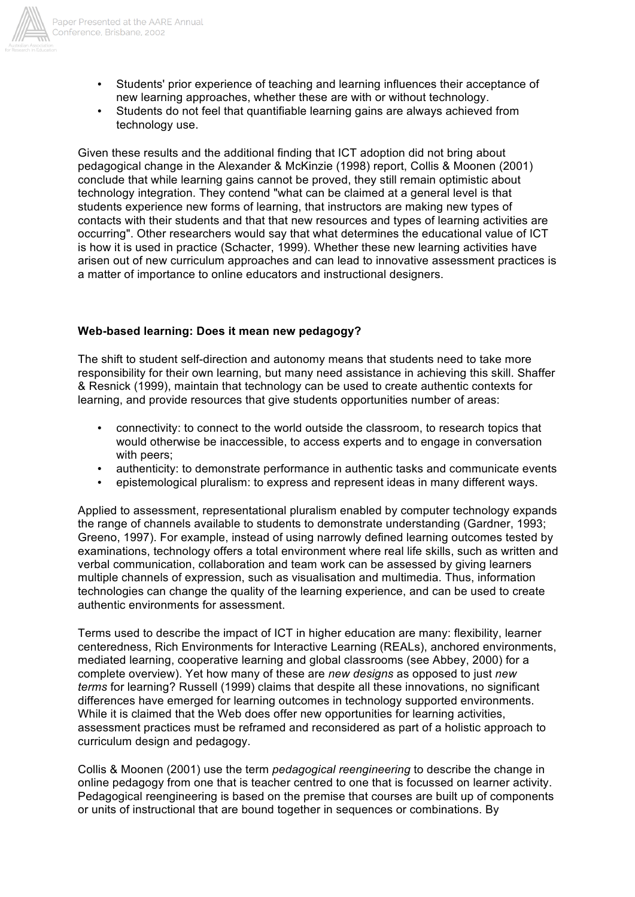- Students' prior experience of teaching and learning influences their acceptance of new learning approaches, whether these are with or without technology.
- Students do not feel that quantifiable learning gains are always achieved from technology use.

Given these results and the additional finding that ICT adoption did not bring about pedagogical change in the Alexander & McKinzie (1998) report, Collis & Moonen (2001) conclude that while learning gains cannot be proved, they still remain optimistic about technology integration. They contend "what can be claimed at a general level is that students experience new forms of learning, that instructors are making new types of contacts with their students and that that new resources and types of learning activities are occurring". Other researchers would say that what determines the educational value of ICT is how it is used in practice (Schacter, 1999). Whether these new learning activities have arisen out of new curriculum approaches and can lead to innovative assessment practices is a matter of importance to online educators and instructional designers.

**Web-based learning: Does it mean new pedagogy?**

The shift to student self-direction and autonomy means that students need to take more responsibility for their own learning, but many need assistance in achieving this skill. Shaffer & Resnick (1999), maintain that technology can be used to create authentic contexts for learning, and provide resources that give students opportunities number of areas:

- connectivity: to connect to the world outside the classroom, to research topics that would otherwise be inaccessible, to access experts and to engage in conversation with peers;
- authenticity: to demonstrate performance in authentic tasks and communicate events
- epistemological pluralism: to express and represent ideas in many different ways.

Applied to assessment, representational pluralism enabled by computer technology expands the range of channels available to students to demonstrate understanding (Gardner, 1993; Greeno, 1997). For example, instead of using narrowly defined learning outcomes tested by examinations, technology offers a total environment where real life skills, such as written and verbal communication, collaboration and team work can be assessed by giving learners multiple channels of expression, such as visualisation and multimedia. Thus, information technologies can change the quality of the learning experience, and can be used to create authentic environments for assessment.

Terms used to describe the impact of ICT in higher education are many: flexibility, learner centeredness, Rich Environments for Interactive Learning (REALs), anchored environments, mediated learning, cooperative learning and global classrooms (see Abbey, 2000) for a complete overview). Yet how many of these are *new designs* as opposed to just *new terms* for learning? Russell (1999) claims that despite all these innovations, no significant differences have emerged for learning outcomes in technology supported environments. While it is claimed that the Web does offer new opportunities for learning activities, assessment practices must be reframed and reconsidered as part of a holistic approach to curriculum design and pedagogy.

Collis & Moonen (2001) use the term *pedagogical reengineering* to describe the change in online pedagogy from one that is teacher centred to one that is focussed on learner activity. Pedagogical reengineering is based on the premise that courses are built up of components or units of instructional that are bound together in sequences or combinations. By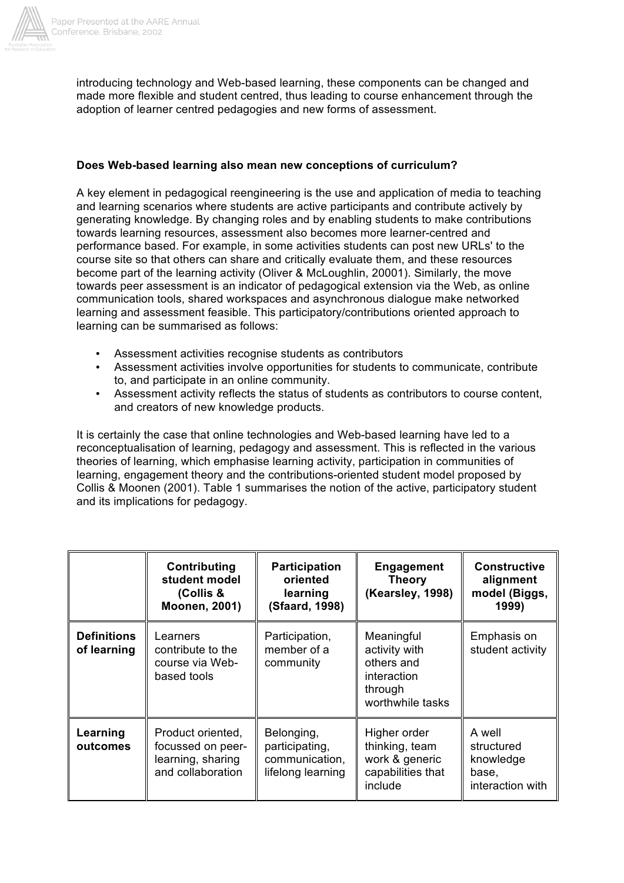introducing technology and Web-based learning, these components can be changed and made more flexible and student centred, thus leading to course enhancement through the adoption of learner centred pedagogies and new forms of assessment.

**Does Web-based learning also mean new conceptions of curriculum?**

A key element in pedagogical reengineering is the use and application of media to teaching and learning scenarios where students are active participants and contribute actively by generating knowledge. By changing roles and by enabling students to make contributions towards learning resources, assessment also becomes more learner-centred and performance based. For example, in some activities students can post new URLs' to the course site so that others can share and critically evaluate them, and these resources become part of the learning activity (Oliver & McLoughlin, 20001). Similarly, the move towards peer assessment is an indicator of pedagogical extension via the Web, as online communication tools, shared workspaces and asynchronous dialogue make networked learning and assessment feasible. This participatory/contributions oriented approach to learning can be summarised as follows:

- Assessment activities recognise students as contributors
- Assessment activities involve opportunities for students to communicate, contribute to, and participate in an online community.
- Assessment activity reflects the status of students as contributors to course content, and creators of new knowledge products.

It is certainly the case that online technologies and Web-based learning have led to a reconceptualisation of learning, pedagogy and assessment. This is reflected in the various theories of learning, which emphasise learning activity, participation in communities of learning, engagement theory and the contributions-oriented student model proposed by Collis & Moonen (2001). Table 1 summarises the notion of the active, participatory student and its implications for pedagogy.

| | Contributing student model (Collis & Moonen, 2001) | Participation oriented learning (Sfaard, 1998) | Engagement Theory (Kearsley, 1998) | Constructive alignment model (Biggs, 1999) |
|---|---|---|---|---|
| **Definitions of learning** | Learners contribute to the course via Web-based tools | Participation, member of a community | Meaningful activity with others and interaction through worthwhile tasks | Emphasis on student activity |
| **Learning outcomes** | Product oriented, focussed on peer-learning, sharing and collaboration | Belonging, participating, communication, lifelong learning | Higher order thinking, team work & generic capabilities that include | A well structured knowledge base, interaction with |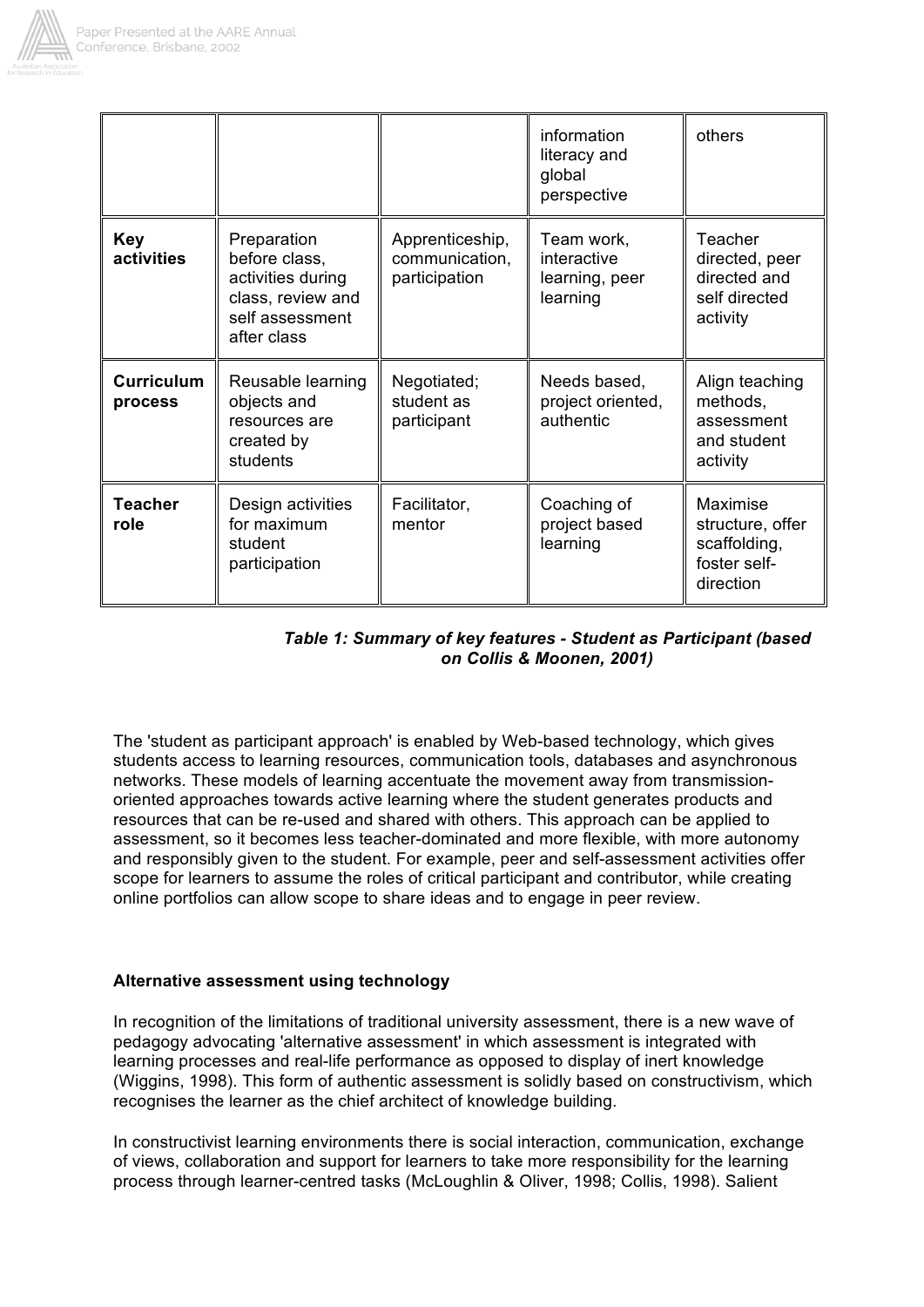| | | | | |
|---|---|---|---|---|
| | | | information literacy and global perspective | others |
| **Key activities** | Preparation before class, activities during class, review and self assessment after class | Apprenticeship, communication, participation | Team work, interactive learning, peer learning | Teacher directed, peer directed and self directed activity |
| **Curriculum process** | Reusable learning objects and resources are created by students | Negotiated; student as participant | Needs based, project oriented, authentic | Align teaching methods, assessment and student activity |
| **Teacher role** | Design activities for maximum student participation | Facilitator, mentor | Coaching of project based learning | Maximise structure, offer scaffolding, foster self-direction |

***Table 1: Summary of key features - Student as Participant (based on Collis & Moonen, 2001)***

The 'student as participant approach' is enabled by Web-based technology, which gives students access to learning resources, communication tools, databases and asynchronous networks. These models of learning accentuate the movement away from transmission-oriented approaches towards active learning where the student generates products and resources that can be re-used and shared with others. This approach can be applied to assessment, so it becomes less teacher-dominated and more flexible, with more autonomy and responsibly given to the student. For example, peer and self-assessment activities offer scope for learners to assume the roles of critical participant and contributor, while creating online portfolios can allow scope to share ideas and to engage in peer review.

**Alternative assessment using technology**

In recognition of the limitations of traditional university assessment, there is a new wave of pedagogy advocating 'alternative assessment' in which assessment is integrated with learning processes and real-life performance as opposed to display of inert knowledge (Wiggins, 1998). This form of authentic assessment is solidly based on constructivism, which recognises the learner as the chief architect of knowledge building.

In constructivist learning environments there is social interaction, communication, exchange of views, collaboration and support for learners to take more responsibility for the learning process through learner-centred tasks (McLoughlin & Oliver, 1998; Collis, 1998). Salient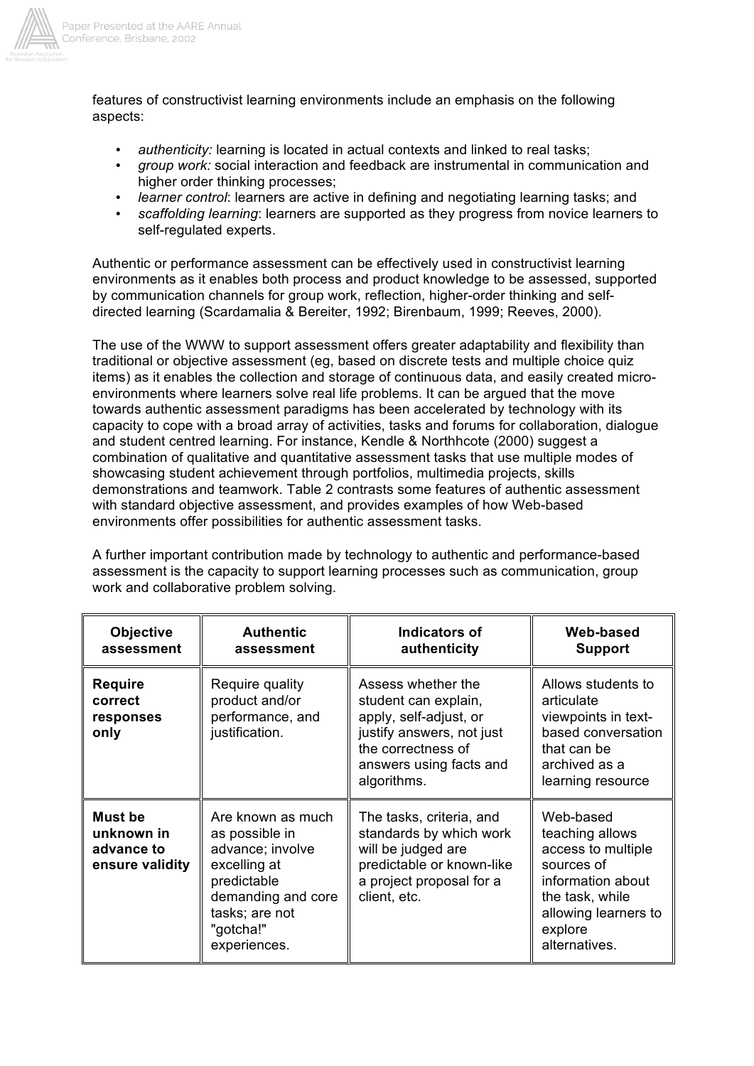features of constructivist learning environments include an emphasis on the following aspects:

- *authenticity:* learning is located in actual contexts and linked to real tasks;
- *group work:* social interaction and feedback are instrumental in communication and higher order thinking processes;
- *learner control*: learners are active in defining and negotiating learning tasks; and
- *scaffolding learning*: learners are supported as they progress from novice learners to self-regulated experts.

Authentic or performance assessment can be effectively used in constructivist learning environments as it enables both process and product knowledge to be assessed, supported by communication channels for group work, reflection, higher-order thinking and self-directed learning (Scardamalia & Bereiter, 1992; Birenbaum, 1999; Reeves, 2000).

The use of the WWW to support assessment offers greater adaptability and flexibility than traditional or objective assessment (eg, based on discrete tests and multiple choice quiz items) as it enables the collection and storage of continuous data, and easily created micro-environments where learners solve real life problems. It can be argued that the move towards authentic assessment paradigms has been accelerated by technology with its capacity to cope with a broad array of activities, tasks and forums for collaboration, dialogue and student centred learning. For instance, Kendle & Northhcote (2000) suggest a combination of qualitative and quantitative assessment tasks that use multiple modes of showcasing student achievement through portfolios, multimedia projects, skills demonstrations and teamwork. Table 2 contrasts some features of authentic assessment with standard objective assessment, and provides examples of how Web-based environments offer possibilities for authentic assessment tasks.

A further important contribution made by technology to authentic and performance-based assessment is the capacity to support learning processes such as communication, group work and collaborative problem solving.

| Objective assessment | Authentic assessment | Indicators of authenticity | Web-based Support |
|---|---|---|---|
| **Require correct responses only** | Require quality product and/or performance, and justification. | Assess whether the student can explain, apply, self-adjust, or justify answers, not just the correctness of answers using facts and algorithms. | Allows students to articulate viewpoints in text-based conversation that can be archived as a learning resource |
| **Must be unknown in advance to ensure validity** | Are known as much as possible in advance; involve excelling at predictable demanding and core tasks; are not "gotcha!" experiences. | The tasks, criteria, and standards by which work will be judged are predictable or known-like a project proposal for a client, etc. | Web-based teaching allows access to multiple sources of information about the task, while allowing learners to explore alternatives. |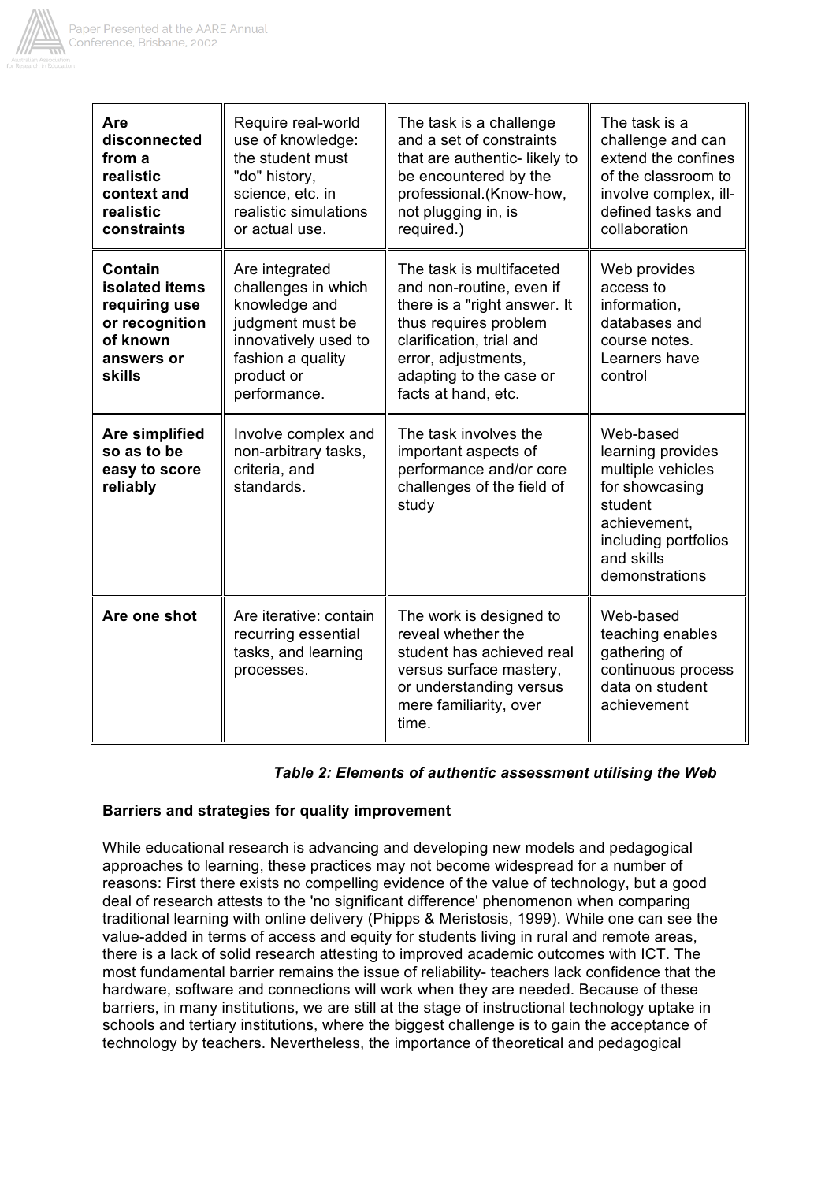| **Are disconnected from a realistic context and realistic constraints** | Require real-world use of knowledge: the student must "do" history, science, etc. in realistic simulations or actual use. | The task is a challenge and a set of constraints that are authentic- likely to be encountered by the professional.(Know-how, not plugging in, is required.) | The task is a challenge and can extend the confines of the classroom to involve complex, ill-defined tasks and collaboration |
|---|---|---|---|
| **Contain isolated items requiring use or recognition of known answers or skills** | Are integrated challenges in which knowledge and judgment must be innovatively used to fashion a quality product or performance. | The task is multifaceted and non-routine, even if there is a "right answer. It thus requires problem clarification, trial and error, adjustments, adapting to the case or facts at hand, etc. | Web provides access to information, databases and course notes. Learners have control |
| **Are simplified so as to be easy to score reliably** | Involve complex and non-arbitrary tasks, criteria, and standards. | The task involves the important aspects of performance and/or core challenges of the field of study | Web-based learning provides multiple vehicles for showcasing student achievement, including portfolios and skills demonstrations |
| **Are one shot** | Are iterative: contain recurring essential tasks, and learning processes. | The work is designed to reveal whether the student has achieved real versus surface mastery, or understanding versus mere familiarity, over time. | Web-based teaching enables gathering of continuous process data on student achievement |

***Table 2: Elements of authentic assessment utilising the Web***

**Barriers and strategies for quality improvement**

While educational research is advancing and developing new models and pedagogical approaches to learning, these practices may not become widespread for a number of reasons: First there exists no compelling evidence of the value of technology, but a good deal of research attests to the 'no significant difference' phenomenon when comparing traditional learning with online delivery (Phipps & Meristosis, 1999). While one can see the value-added in terms of access and equity for students living in rural and remote areas, there is a lack of solid research attesting to improved academic outcomes with ICT. The most fundamental barrier remains the issue of reliability- teachers lack confidence that the hardware, software and connections will work when they are needed. Because of these barriers, in many institutions, we are still at the stage of instructional technology uptake in schools and tertiary institutions, where the biggest challenge is to gain the acceptance of technology by teachers. Nevertheless, the importance of theoretical and pedagogical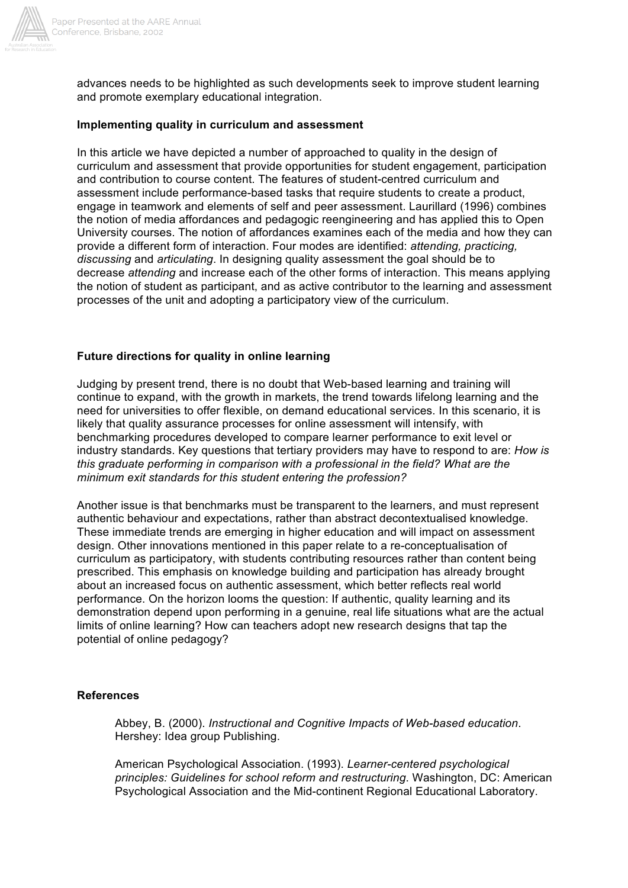advances needs to be highlighted as such developments seek to improve student learning and promote exemplary educational integration.

**Implementing quality in curriculum and assessment**

In this article we have depicted a number of approached to quality in the design of curriculum and assessment that provide opportunities for student engagement, participation and contribution to course content. The features of student-centred curriculum and assessment include performance-based tasks that require students to create a product, engage in teamwork and elements of self and peer assessment. Laurillard (1996) combines the notion of media affordances and pedagogic reengineering and has applied this to Open University courses. The notion of affordances examines each of the media and how they can provide a different form of interaction. Four modes are identified: *attending, practicing, discussing* and *articulating*. In designing quality assessment the goal should be to decrease *attending* and increase each of the other forms of interaction. This means applying the notion of student as participant, and as active contributor to the learning and assessment processes of the unit and adopting a participatory view of the curriculum.

**Future directions for quality in online learning**

Judging by present trend, there is no doubt that Web-based learning and training will continue to expand, with the growth in markets, the trend towards lifelong learning and the need for universities to offer flexible, on demand educational services. In this scenario, it is likely that quality assurance processes for online assessment will intensify, with benchmarking procedures developed to compare learner performance to exit level or industry standards. Key questions that tertiary providers may have to respond to are: *How is this graduate performing in comparison with a professional in the field? What are the minimum exit standards for this student entering the profession?*

Another issue is that benchmarks must be transparent to the learners, and must represent authentic behaviour and expectations, rather than abstract decontextualised knowledge. These immediate trends are emerging in higher education and will impact on assessment design. Other innovations mentioned in this paper relate to a re-conceptualisation of curriculum as participatory, with students contributing resources rather than content being prescribed. This emphasis on knowledge building and participation has already brought about an increased focus on authentic assessment, which better reflects real world performance. On the horizon looms the question: If authentic, quality learning and its demonstration depend upon performing in a genuine, real life situations what are the actual limits of online learning? How can teachers adopt new research designs that tap the potential of online pedagogy?

**References**

Abbey, B. (2000). *Instructional and Cognitive Impacts of Web-based education*. Hershey: Idea group Publishing.

American Psychological Association. (1993). *Learner-centered psychological principles: Guidelines for school reform and restructuring*. Washington, DC: American Psychological Association and the Mid-continent Regional Educational Laboratory.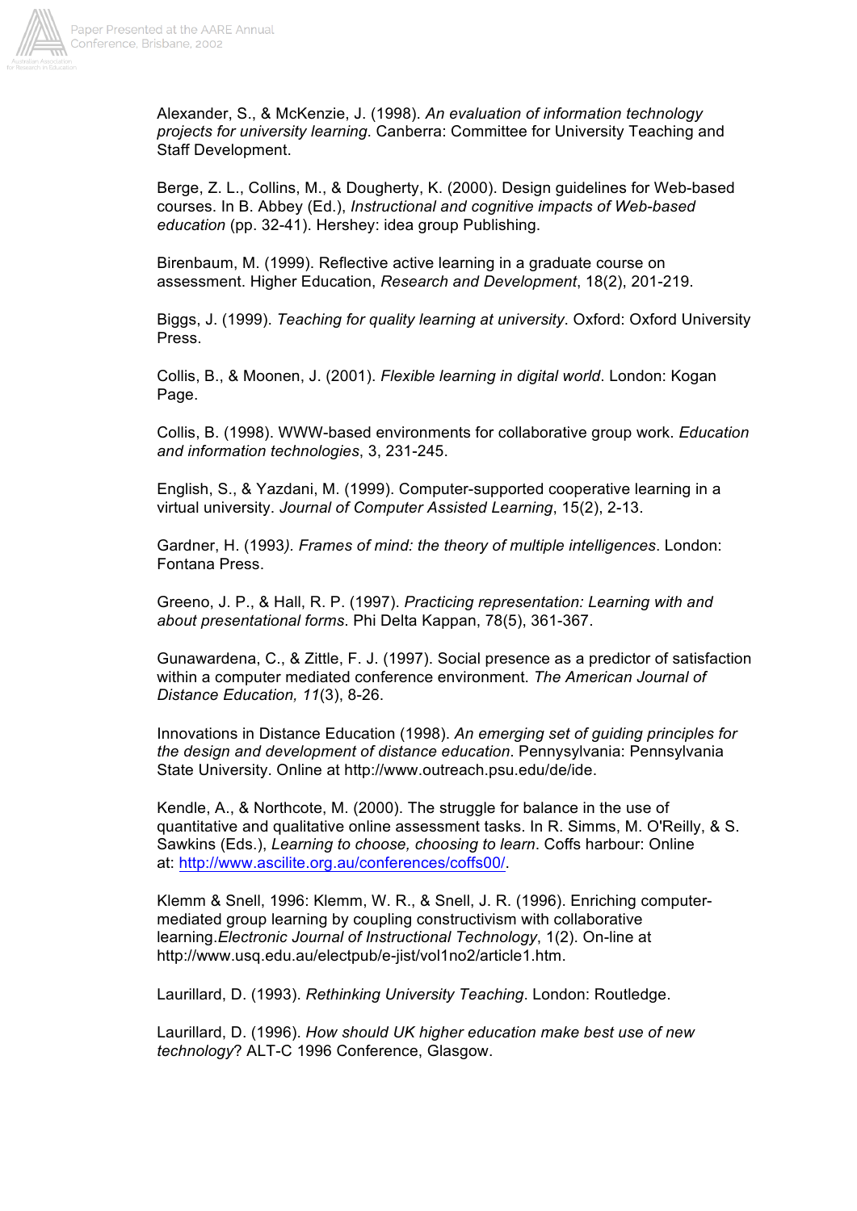Alexander, S., & McKenzie, J. (1998). *An evaluation of information technology projects for university learning*. Canberra: Committee for University Teaching and Staff Development.

Berge, Z. L., Collins, M., & Dougherty, K. (2000). Design guidelines for Web-based courses. In B. Abbey (Ed.), *Instructional and cognitive impacts of Web-based education* (pp. 32-41). Hershey: idea group Publishing.

Birenbaum, M. (1999). Reflective active learning in a graduate course on assessment. Higher Education, *Research and Development*, 18(2), 201-219.

Biggs, J. (1999). *Teaching for quality learning at university*. Oxford: Oxford University Press.

Collis, B., & Moonen, J. (2001). *Flexible learning in digital world*. London: Kogan Page.

Collis, B. (1998). WWW-based environments for collaborative group work. *Education and information technologies*, 3, 231-245.

English, S., & Yazdani, M. (1999). Computer-supported cooperative learning in a virtual university. *Journal of Computer Assisted Learning*, 15(2), 2-13.

Gardner, H. (1993*). Frames of mind: the theory of multiple intelligences*. London: Fontana Press.

Greeno, J. P., & Hall, R. P. (1997). *Practicing representation: Learning with and about presentational forms*. Phi Delta Kappan, 78(5), 361-367.

Gunawardena, C., & Zittle, F. J. (1997). Social presence as a predictor of satisfaction within a computer mediated conference environment. *The American Journal of Distance Education, 11*(3), 8-26.

Innovations in Distance Education (1998). *An emerging set of guiding principles for the design and development of distance education*. Pennysylvania: Pennsylvania State University. Online at http://www.outreach.psu.edu/de/ide.

Kendle, A., & Northcote, M. (2000). The struggle for balance in the use of quantitative and qualitative online assessment tasks. In R. Simms, M. O'Reilly, & S. Sawkins (Eds.), *Learning to choose, choosing to learn*. Coffs harbour: Online at: http://www.ascilite.org.au/conferences/coffs00/.

Klemm & Snell, 1996: Klemm, W. R., & Snell, J. R. (1996). Enriching computer-mediated group learning by coupling constructivism with collaborative learning.*Electronic Journal of Instructional Technology*, 1(2). On-line at http://www.usq.edu.au/electpub/e-jist/vol1no2/article1.htm.

Laurillard, D. (1993). *Rethinking University Teaching*. London: Routledge.

Laurillard, D. (1996). *How should UK higher education make best use of new technology*? ALT-C 1996 Conference, Glasgow.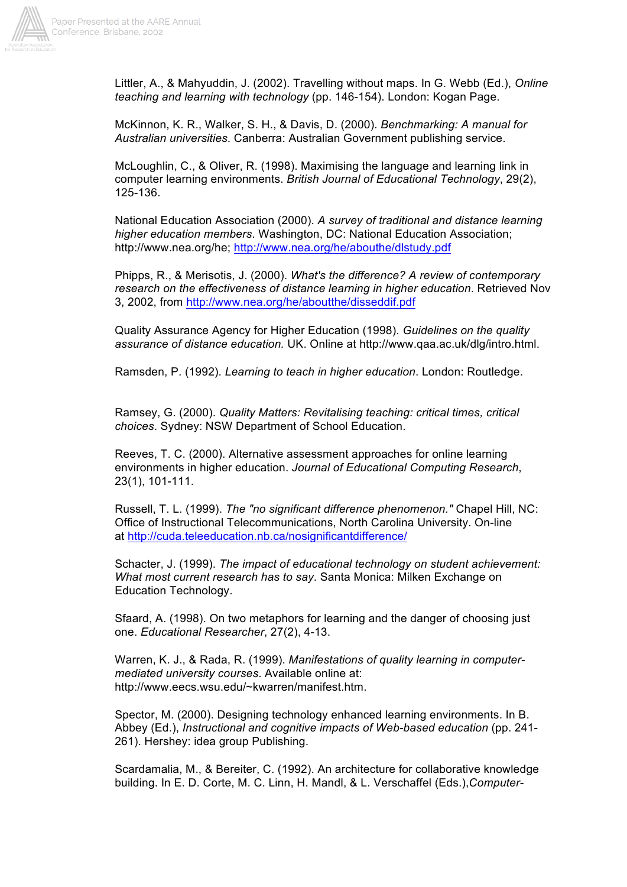Littler, A., & Mahyuddin, J. (2002). Travelling without maps. In G. Webb (Ed.), *Online teaching and learning with technology* (pp. 146-154). London: Kogan Page.

McKinnon, K. R., Walker, S. H., & Davis, D. (2000). *Benchmarking: A manual for Australian universities*. Canberra: Australian Government publishing service.

McLoughlin, C., & Oliver, R. (1998). Maximising the language and learning link in computer learning environments. *British Journal of Educational Technology*, 29(2), 125-136.

National Education Association (2000). *A survey of traditional and distance learning higher education members*. Washington, DC: National Education Association; http://www.nea.org/he; http://www.nea.org/he/abouthe/dlstudy.pdf

Phipps, R., & Merisotis, J. (2000). *What's the difference? A review of contemporary research on the effectiveness of distance learning in higher education*. Retrieved Nov 3, 2002, from http://www.nea.org/he/aboutthe/disseddif.pdf

Quality Assurance Agency for Higher Education (1998). *Guidelines on the quality assurance of distance education.* UK. Online at http://www.qaa.ac.uk/dlg/intro.html.

Ramsden, P. (1992). *Learning to teach in higher education*. London: Routledge.

Ramsey, G. (2000). *Quality Matters: Revitalising teaching: critical times, critical choices*. Sydney: NSW Department of School Education.

Reeves, T. C. (2000). Alternative assessment approaches for online learning environments in higher education. *Journal of Educational Computing Research*, 23(1), 101-111.

Russell, T. L. (1999). *The "no significant difference phenomenon."* Chapel Hill, NC: Office of Instructional Telecommunications, North Carolina University. On-line at http://cuda.teleeducation.nb.ca/nosignificantdifference/

Schacter, J. (1999). *The impact of educational technology on student achievement: What most current research has to say*. Santa Monica: Milken Exchange on Education Technology.

Sfaard, A. (1998). On two metaphors for learning and the danger of choosing just one. *Educational Researcher*, 27(2), 4-13.

Warren, K. J., & Rada, R. (1999). *Manifestations of quality learning in computer-mediated university courses*. Available online at: http://www.eecs.wsu.edu/~kwarren/manifest.htm.

Spector, M. (2000). Designing technology enhanced learning environments. In B. Abbey (Ed.), *Instructional and cognitive impacts of Web-based education* (pp. 241-261). Hershey: idea group Publishing.

Scardamalia, M., & Bereiter, C. (1992). An architecture for collaborative knowledge building. In E. D. Corte, M. C. Linn, H. Mandl, & L. Verschaffel (Eds.),*Computer-*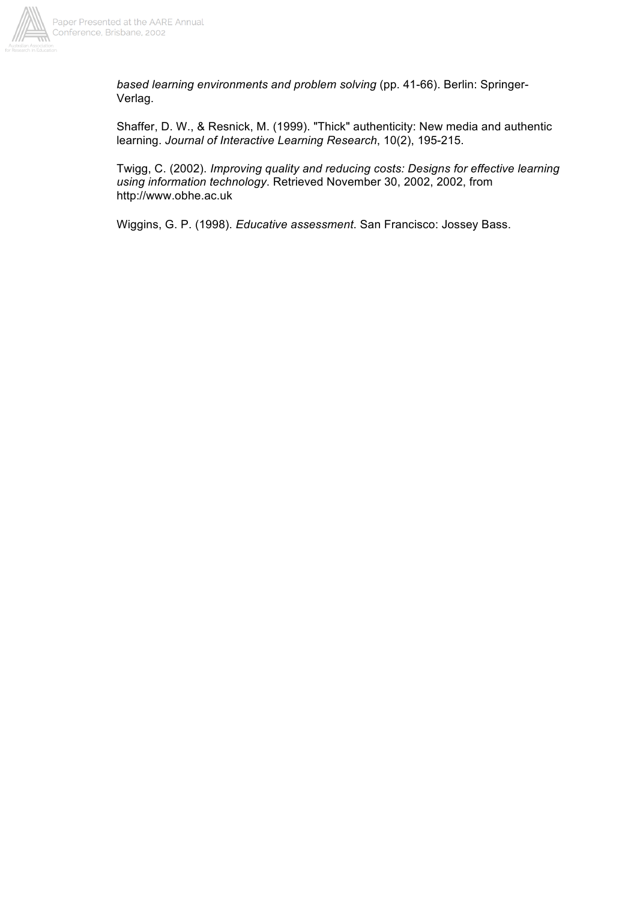*based learning environments and problem solving* (pp. 41-66). Berlin: Springer-Verlag.

Shaffer, D. W., & Resnick, M. (1999). "Thick" authenticity: New media and authentic learning. *Journal of Interactive Learning Research*, 10(2), 195-215.

Twigg, C. (2002). *Improving quality and reducing costs: Designs for effective learning using information technology*. Retrieved November 30, 2002, 2002, from http://www.obhe.ac.uk

Wiggins, G. P. (1998). *Educative assessment*. San Francisco: Jossey Bass.